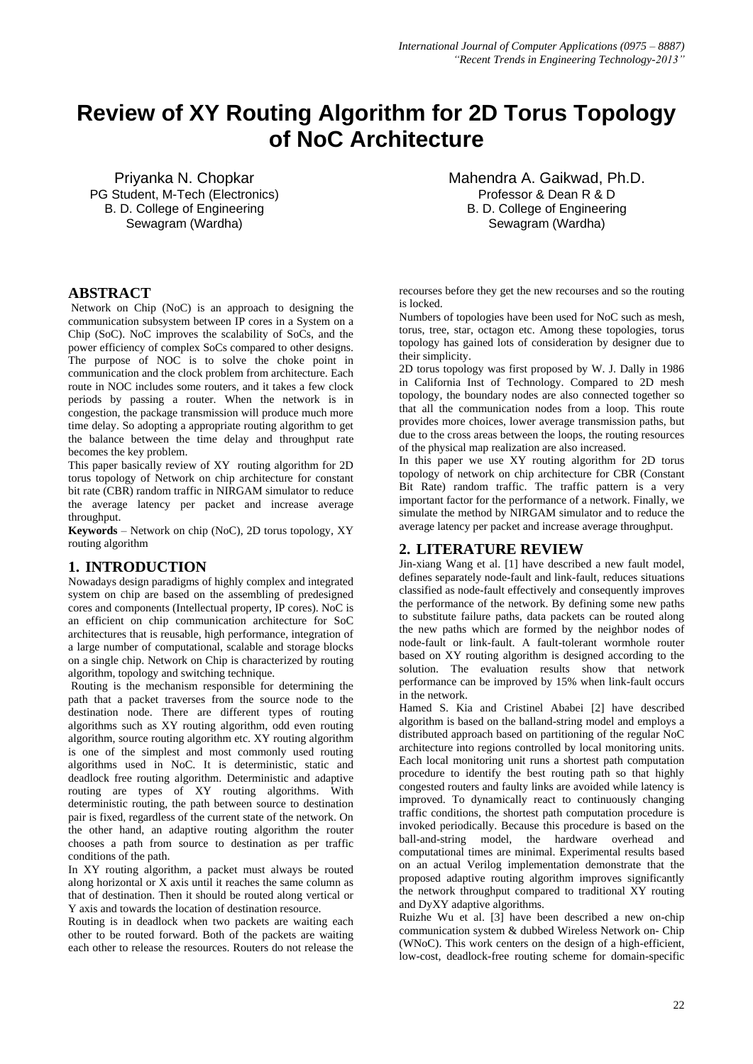# Review of XY Routing Algorithm for 2D Torus Topology of NoC Architecture

Priyanka N. Chopkar
PG Student, M-Tech (Electronics)
B. D. College of Engineering
Sewagram (Wardha)

Mahendra A. Gaikwad, Ph.D.
Professor & Dean R & D
B. D. College of Engineering
Sewagram (Wardha)

## ABSTRACT

Network on Chip (NoC) is an approach to designing the communication subsystem between IP cores in a System on a Chip (SoC). NoC improves the scalability of SoCs, and the power efficiency of complex SoCs compared to other designs. The purpose of NOC is to solve the choke point in communication and the clock problem from architecture. Each route in NOC includes some routers, and it takes a few clock periods by passing a router. When the network is in congestion, the package transmission will produce much more time delay. So adopting a appropriate routing algorithm to get the balance between the time delay and throughput rate becomes the key problem.

This paper basically review of XY routing algorithm for 2D torus topology of Network on chip architecture for constant bit rate (CBR) random traffic in NIRGAM simulator to reduce the average latency per packet and increase average throughput.

**Keywords** – Network on chip (NoC), 2D torus topology, XY routing algorithm

## 1. INTRODUCTION

Nowadays design paradigms of highly complex and integrated system on chip are based on the assembling of predesigned cores and components (Intellectual property, IP cores). NoC is an efficient on chip communication architecture for SoC architectures that is reusable, high performance, integration of a large number of computational, scalable and storage blocks on a single chip. Network on Chip is characterized by routing algorithm, topology and switching technique.

Routing is the mechanism responsible for determining the path that a packet traverses from the source node to the destination node. There are different types of routing algorithms such as XY routing algorithm, odd even routing algorithm, source routing algorithm etc. XY routing algorithm is one of the simplest and most commonly used routing algorithms used in NoC. It is deterministic, static and deadlock free routing algorithm. Deterministic and adaptive routing are types of XY routing algorithms. With deterministic routing, the path between source to destination pair is fixed, regardless of the current state of the network. On the other hand, an adaptive routing algorithm the router chooses a path from source to destination as per traffic conditions of the path.

In XY routing algorithm, a packet must always be routed along horizontal or X axis until it reaches the same column as that of destination. Then it should be routed along vertical or Y axis and towards the location of destination resource.

Routing is in deadlock when two packets are waiting each other to be routed forward. Both of the packets are waiting each other to release the resources. Routers do not release the recourses before they get the new recourses and so the routing is locked.

Numbers of topologies have been used for NoC such as mesh, torus, tree, star, octagon etc. Among these topologies, torus topology has gained lots of consideration by designer due to their simplicity.

2D torus topology was first proposed by W. J. Dally in 1986 in California Inst of Technology. Compared to 2D mesh topology, the boundary nodes are also connected together so that all the communication nodes from a loop. This route provides more choices, lower average transmission paths, but due to the cross areas between the loops, the routing resources of the physical map realization are also increased.

In this paper we use XY routing algorithm for 2D torus topology of network on chip architecture for CBR (Constant Bit Rate) random traffic. The traffic pattern is a very important factor for the performance of a network. Finally, we simulate the method by NIRGAM simulator and to reduce the average latency per packet and increase average throughput.

## 2. LITERATURE REVIEW

Jin-xiang Wang et al. [1] have described a new fault model, defines separately node-fault and link-fault, reduces situations classified as node-fault effectively and consequently improves the performance of the network. By defining some new paths to substitute failure paths, data packets can be routed along the new paths which are formed by the neighbor nodes of node-fault or link-fault. A fault-tolerant wormhole router based on XY routing algorithm is designed according to the solution. The evaluation results show that network performance can be improved by 15% when link-fault occurs in the network.

Hamed S. Kia and Cristinel Ababei [2] have described algorithm is based on the balland-string model and employs a distributed approach based on partitioning of the regular NoC architecture into regions controlled by local monitoring units. Each local monitoring unit runs a shortest path computation procedure to identify the best routing path so that highly congested routers and faulty links are avoided while latency is improved. To dynamically react to continuously changing traffic conditions, the shortest path computation procedure is invoked periodically. Because this procedure is based on the ball-and-string model, the hardware overhead and computational times are minimal. Experimental results based on an actual Verilog implementation demonstrate that the proposed adaptive routing algorithm improves significantly the network throughput compared to traditional XY routing and DyXY adaptive algorithms.

Ruizhe Wu et al. [3] have been described a new on-chip communication system & dubbed Wireless Network on- Chip (WNoC). This work centers on the design of a high-efficient, low-cost, deadlock-free routing scheme for domain-specific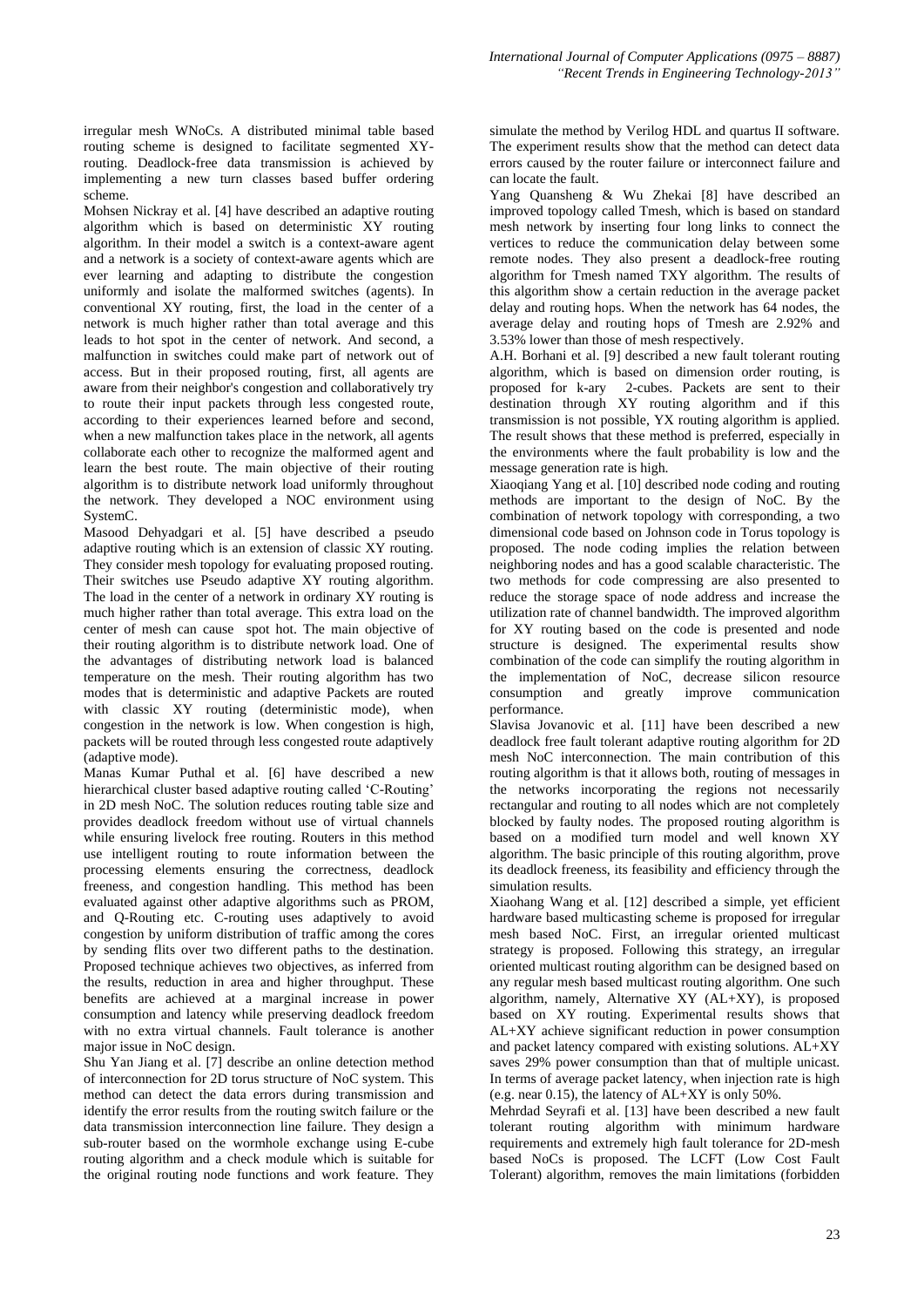irregular mesh WNoCs. A distributed minimal table based routing scheme is designed to facilitate segmented XY-routing. Deadlock-free data transmission is achieved by implementing a new turn classes based buffer ordering scheme.

Mohsen Nickray et al. [4] have described an adaptive routing algorithm which is based on deterministic XY routing algorithm. In their model a switch is a context-aware agent and a network is a society of context-aware agents which are ever learning and adapting to distribute the congestion uniformly and isolate the malformed switches (agents). In conventional XY routing, first, the load in the center of a network is much higher rather than total average and this leads to hot spot in the center of network. And second, a malfunction in switches could make part of network out of access. But in their proposed routing, first, all agents are aware from their neighbor's congestion and collaboratively try to route their input packets through less congested route, according to their experiences learned before and second, when a new malfunction takes place in the network, all agents collaborate each other to recognize the malformed agent and learn the best route. The main objective of their routing algorithm is to distribute network load uniformly throughout the network. They developed a NOC environment using SystemC.

Masood Dehyadgari et al. [5] have described a pseudo adaptive routing which is an extension of classic XY routing. They consider mesh topology for evaluating proposed routing. Their switches use Pseudo adaptive XY routing algorithm. The load in the center of a network in ordinary XY routing is much higher rather than total average. This extra load on the center of mesh can cause spot hot. The main objective of their routing algorithm is to distribute network load. One of the advantages of distributing network load is balanced temperature on the mesh. Their routing algorithm has two modes that is deterministic and adaptive Packets are routed with classic XY routing (deterministic mode), when congestion in the network is low. When congestion is high, packets will be routed through less congested route adaptively (adaptive mode).

Manas Kumar Puthal et al. [6] have described a new hierarchical cluster based adaptive routing called 'C-Routing' in 2D mesh NoC. The solution reduces routing table size and provides deadlock freedom without use of virtual channels while ensuring livelock free routing. Routers in this method use intelligent routing to route information between the processing elements ensuring the correctness, deadlock freeness, and congestion handling. This method has been evaluated against other adaptive algorithms such as PROM, and Q-Routing etc. C-routing uses adaptively to avoid congestion by uniform distribution of traffic among the cores by sending flits over two different paths to the destination. Proposed technique achieves two objectives, as inferred from the results, reduction in area and higher throughput. These benefits are achieved at a marginal increase in power consumption and latency while preserving deadlock freedom with no extra virtual channels. Fault tolerance is another major issue in NoC design.

Shu Yan Jiang et al. [7] describe an online detection method of interconnection for 2D torus structure of NoC system. This method can detect the data errors during transmission and identify the error results from the routing switch failure or the data transmission interconnection line failure. They design a sub-router based on the wormhole exchange using E-cube routing algorithm and a check module which is suitable for the original routing node functions and work feature. They simulate the method by Verilog HDL and quartus II software. The experiment results show that the method can detect data errors caused by the router failure or interconnect failure and can locate the fault.

Yang Quansheng & Wu Zhekai [8] have described an improved topology called Tmesh, which is based on standard mesh network by inserting four long links to connect the vertices to reduce the communication delay between some remote nodes. They also present a deadlock-free routing algorithm for Tmesh named TXY algorithm. The results of this algorithm show a certain reduction in the average packet delay and routing hops. When the network has 64 nodes, the average delay and routing hops of Tmesh are 2.92% and 3.53% lower than those of mesh respectively.

A.H. Borhani et al. [9] described a new fault tolerant routing algorithm, which is based on dimension order routing, is proposed for k-ary 2-cubes. Packets are sent to their destination through XY routing algorithm and if this transmission is not possible, YX routing algorithm is applied. The result shows that these method is preferred, especially in the environments where the fault probability is low and the message generation rate is high.

Xiaoqiang Yang et al. [10] described node coding and routing methods are important to the design of NoC. By the combination of network topology with corresponding, a two dimensional code based on Johnson code in Torus topology is proposed. The node coding implies the relation between neighboring nodes and has a good scalable characteristic. The two methods for code compressing are also presented to reduce the storage space of node address and increase the utilization rate of channel bandwidth. The improved algorithm for XY routing based on the code is presented and node structure is designed. The experimental results show combination of the code can simplify the routing algorithm in the implementation of NoC, decrease silicon resource consumption and greatly improve communication performance.

Slavisa Jovanovic et al. [11] have been described a new deadlock free fault tolerant adaptive routing algorithm for 2D mesh NoC interconnection. The main contribution of this routing algorithm is that it allows both, routing of messages in the networks incorporating the regions not necessarily rectangular and routing to all nodes which are not completely blocked by faulty nodes. The proposed routing algorithm is based on a modified turn model and well known XY algorithm. The basic principle of this routing algorithm, prove its deadlock freeness, its feasibility and efficiency through the simulation results.

Xiaohang Wang et al. [12] described a simple, yet efficient hardware based multicasting scheme is proposed for irregular mesh based NoC. First, an irregular oriented multicast strategy is proposed. Following this strategy, an irregular oriented multicast routing algorithm can be designed based on any regular mesh based multicast routing algorithm. One such algorithm, namely, Alternative XY (AL+XY), is proposed based on XY routing. Experimental results shows that AL+XY achieve significant reduction in power consumption and packet latency compared with existing solutions. AL+XY saves 29% power consumption than that of multiple unicast. In terms of average packet latency, when injection rate is high (e.g. near 0.15), the latency of AL+XY is only 50%.

Mehrdad Seyrafi et al. [13] have been described a new fault tolerant routing algorithm with minimum hardware requirements and extremely high fault tolerance for 2D-mesh based NoCs is proposed. The LCFT (Low Cost Fault Tolerant) algorithm, removes the main limitations (forbidden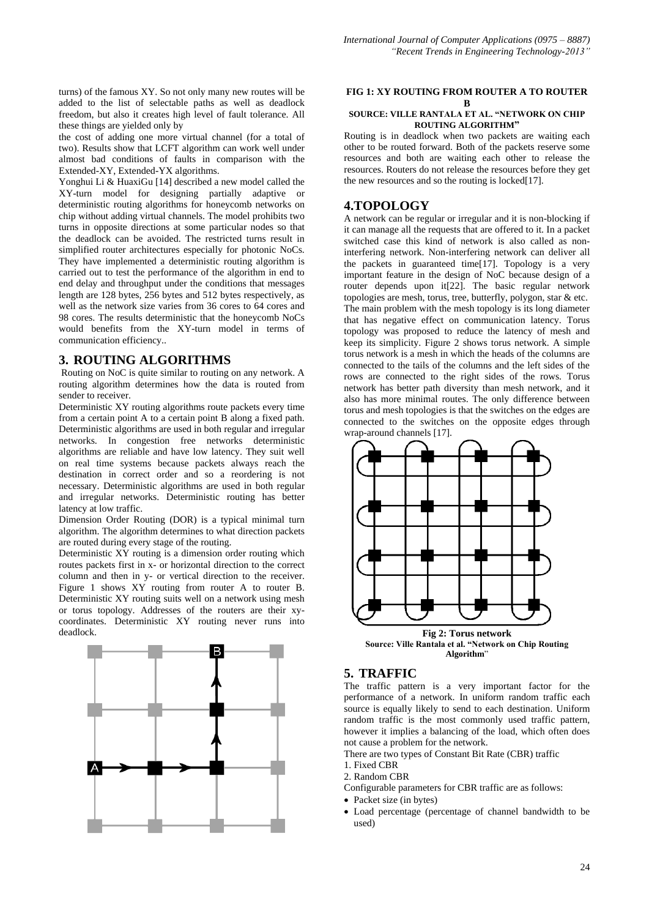turns) of the famous XY. So not only many new routes will be added to the list of selectable paths as well as deadlock freedom, but also it creates high level of fault tolerance. All these things are yielded only by

the cost of adding one more virtual channel (for a total of two). Results show that LCFT algorithm can work well under almost bad conditions of faults in comparison with the Extended-XY, Extended-YX algorithms.

Yonghui Li & HuaxiGu [14] described a new model called the XY-turn model for designing partially adaptive or deterministic routing algorithms for honeycomb networks on chip without adding virtual channels. The model prohibits two turns in opposite directions at some particular nodes so that the deadlock can be avoided. The restricted turns result in simplified router architectures especially for photonic NoCs. They have implemented a deterministic routing algorithm is carried out to test the performance of the algorithm in end to end delay and throughput under the conditions that messages length are 128 bytes, 256 bytes and 512 bytes respectively, as well as the network size varies from 36 cores to 64 cores and 98 cores. The results deterministic that the honeycomb NoCs would benefits from the XY-turn model in terms of communication efficiency..

## 3. ROUTING ALGORITHMS

Routing on NoC is quite similar to routing on any network. A routing algorithm determines how the data is routed from sender to receiver.

Deterministic XY routing algorithms route packets every time from a certain point A to a certain point B along a fixed path. Deterministic algorithms are used in both regular and irregular networks. In congestion free networks deterministic algorithms are reliable and have low latency. They suit well on real time systems because packets always reach the destination in correct order and so a reordering is not necessary. Deterministic algorithms are used in both regular and irregular networks. Deterministic routing has better latency at low traffic.

Dimension Order Routing (DOR) is a typical minimal turn algorithm. The algorithm determines to what direction packets are routed during every stage of the routing.

Deterministic XY routing is a dimension order routing which routes packets first in x- or horizontal direction to the correct column and then in y- or vertical direction to the receiver. Figure 1 shows XY routing from router A to router B. Deterministic XY routing suits well on a network using mesh or torus topology. Addresses of the routers are their xy-coordinates. Deterministic XY routing never runs into deadlock.

**FIG 1: XY ROUTING FROM ROUTER A TO ROUTER B**

**SOURCE: VILLE RANTALA ET AL. "NETWORK ON CHIP ROUTING ALGORITHM"**

Routing is in deadlock when two packets are waiting each other to be routed forward. Both of the packets reserve some resources and both are waiting each other to release the resources. Routers do not release the resources before they get the new resources and so the routing is locked[17].

## 4.TOPOLOGY

A network can be regular or irregular and it is non-blocking if it can manage all the requests that are offered to it. In a packet switched case this kind of network is also called as non-interfering network. Non-interfering network can deliver all the packets in guaranteed time[17]. Topology is a very important feature in the design of NoC because design of a router depends upon it[22]. The basic regular network topologies are mesh, torus, tree, butterfly, polygon, star & etc. The main problem with the mesh topology is its long diameter that has negative effect on communication latency. Torus topology was proposed to reduce the latency of mesh and keep its simplicity. Figure 2 shows torus network. A simple torus network is a mesh in which the heads of the columns are connected to the tails of the columns and the left sides of the rows are connected to the right sides of the rows. Torus network has better path diversity than mesh network, and it also has more minimal routes. The only difference between torus and mesh topologies is that the switches on the edges are connected to the switches on the opposite edges through wrap-around channels [17].

**Fig 2: Torus network**
**Source: Ville Rantala et al. "Network on Chip Routing Algorithm"**

## 5. TRAFFIC

The traffic pattern is a very important factor for the performance of a network. In uniform random traffic each source is equally likely to send to each destination. Uniform random traffic is the most commonly used traffic pattern, however it implies a balancing of the load, which often does not cause a problem for the network.

There are two types of Constant Bit Rate (CBR) traffic

1. Fixed CBR
2. Random CBR

Configurable parameters for CBR traffic are as follows:

- Packet size (in bytes)
- Load percentage (percentage of channel bandwidth to be used)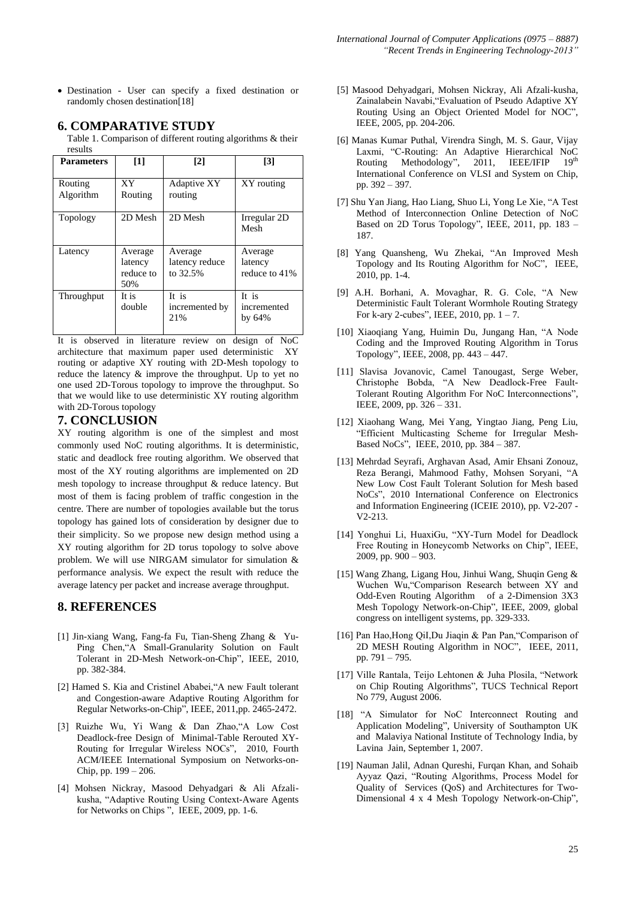- Destination - User can specify a fixed destination or randomly chosen destination[18]

## 6. COMPARATIVE STUDY

Table 1. Comparison of different routing algorithms & their results

| Parameters | [1] | [2] | [3] |
|---|---|---|---|
| Routing Algorithm | XY Routing | Adaptive XY routing | XY routing |
| Topology | 2D Mesh | 2D Mesh | Irregular 2D Mesh |
| Latency | Average latency reduce to 50% | Average latency reduce to 32.5% | Average latency reduce to 41% |
| Throughput | It is double | It is incremented by 21% | It is incremented by 64% |

It is observed in literature review on design of NoC architecture that maximum paper used deterministic XY routing or adaptive XY routing with 2D-Mesh topology to reduce the latency & improve the throughput. Up to yet no one used 2D-Torous topology to improve the throughput. So that we would like to use deterministic XY routing algorithm with 2D-Torous topology

## 7. CONCLUSION

XY routing algorithm is one of the simplest and most commonly used NoC routing algorithms. It is deterministic, static and deadlock free routing algorithm. We observed that most of the XY routing algorithms are implemented on 2D mesh topology to increase throughput & reduce latency. But most of them is facing problem of traffic congestion in the centre. There are number of topologies available but the torus topology has gained lots of consideration by designer due to their simplicity. So we propose new design method using a XY routing algorithm for 2D torus topology to solve above problem. We will use NIRGAM simulator for simulation & performance analysis. We expect the result with reduce the average latency per packet and increase average throughput.

## 8. REFERENCES

[1] Jin-xiang Wang, Fang-fa Fu, Tian-Sheng Zhang & Yu-Ping Chen,"A Small-Granularity Solution on Fault Tolerant in 2D-Mesh Network-on-Chip", IEEE, 2010, pp. 382-384.

[2] Hamed S. Kia and Cristinel Ababei,"A new Fault tolerant and Congestion-aware Adaptive Routing Algorithm for Regular Networks-on-Chip", IEEE, 2011,pp. 2465-2472.

[3] Ruizhe Wu, Yi Wang & Dan Zhao,"A Low Cost Deadlock-free Design of Minimal-Table Rerouted XY-Routing for Irregular Wireless NOCs", 2010, Fourth ACM/IEEE International Symposium on Networks-on-Chip, pp. 199 – 206.

[4] Mohsen Nickray, Masood Dehyadgari & Ali Afzali-kusha, "Adaptive Routing Using Context-Aware Agents for Networks on Chips ", IEEE, 2009, pp. 1-6.

[5] Masood Dehyadgari, Mohsen Nickray, Ali Afzali-kusha, Zainalabein Navabi,"Evaluation of Pseudo Adaptive XY Routing Using an Object Oriented Model for NOC", IEEE, 2005, pp. 204-206.

[6] Manas Kumar Puthal, Virendra Singh, M. S. Gaur, Vijay Laxmi, "C-Routing: An Adaptive Hierarchical NoC Routing Methodology", 2011, IEEE/IFIP 19th International Conference on VLSI and System on Chip, pp. 392 – 397.

[7] Shu Yan Jiang, Hao Liang, Shuo Li, Yong Le Xie, "A Test Method of Interconnection Online Detection of NoC Based on 2D Torus Topology", IEEE, 2011, pp. 183 – 187.

[8] Yang Quansheng, Wu Zhekai, "An Improved Mesh Topology and Its Routing Algorithm for NoC", IEEE, 2010, pp. 1-4.

[9] A.H. Borhani, A. Movaghar, R. G. Cole, "A New Deterministic Fault Tolerant Wormhole Routing Strategy For k-ary 2-cubes", IEEE, 2010, pp. 1 – 7.

[10] Xiaoqiang Yang, Huimin Du, Jungang Han, "A Node Coding and the Improved Routing Algorithm in Torus Topology", IEEE, 2008, pp. 443 – 447.

[11] Slavisa Jovanovic, Camel Tanougast, Serge Weber, Christophe Bobda, "A New Deadlock-Free Fault-Tolerant Routing Algorithm For NoC Interconnections", IEEE, 2009, pp. 326 – 331.

[12] Xiaohang Wang, Mei Yang, Yingtao Jiang, Peng Liu, "Efficient Multicasting Scheme for Irregular Mesh-Based NoCs", IEEE, 2010, pp. 384 – 387.

[13] Mehrdad Seyrafi, Arghavan Asad, Amir Ehsani Zonouz, Reza Berangi, Mahmood Fathy, Mohsen Soryani, "A New Low Cost Fault Tolerant Solution for Mesh based NoCs", 2010 International Conference on Electronics and Information Engineering (ICEIE 2010), pp. V2-207 - V2-213.

[14] Yonghui Li, HuaxiGu, "XY-Turn Model for Deadlock Free Routing in Honeycomb Networks on Chip", IEEE, 2009, pp. 900 – 903.

[15] Wang Zhang, Ligang Hou, Jinhui Wang, Shuqin Geng & Wuchen Wu,"Comparison Research between XY and Odd-Even Routing Algorithm of a 2-Dimension 3X3 Mesh Topology Network-on-Chip", IEEE, 2009, global congress on intelligent systems, pp. 329-333.

[16] Pan Hao,Hong QiI,Du Jiaqin & Pan Pan,"Comparison of 2D MESH Routing Algorithm in NOC", IEEE, 2011, pp. 791 – 795.

[17] Ville Rantala, Teijo Lehtonen & Juha Plosila, "Network on Chip Routing Algorithms", TUCS Technical Report No 779, August 2006.

[18] "A Simulator for NoC Interconnect Routing and Application Modeling", University of Southampton UK and Malaviya National Institute of Technology India, by Lavina Jain, September 1, 2007.

[19] Nauman Jalil, Adnan Qureshi, Furqan Khan, and Sohaib Ayyaz Qazi, "Routing Algorithms, Process Model for Quality of Services (QoS) and Architectures for Two-Dimensional 4 x 4 Mesh Topology Network-on-Chip",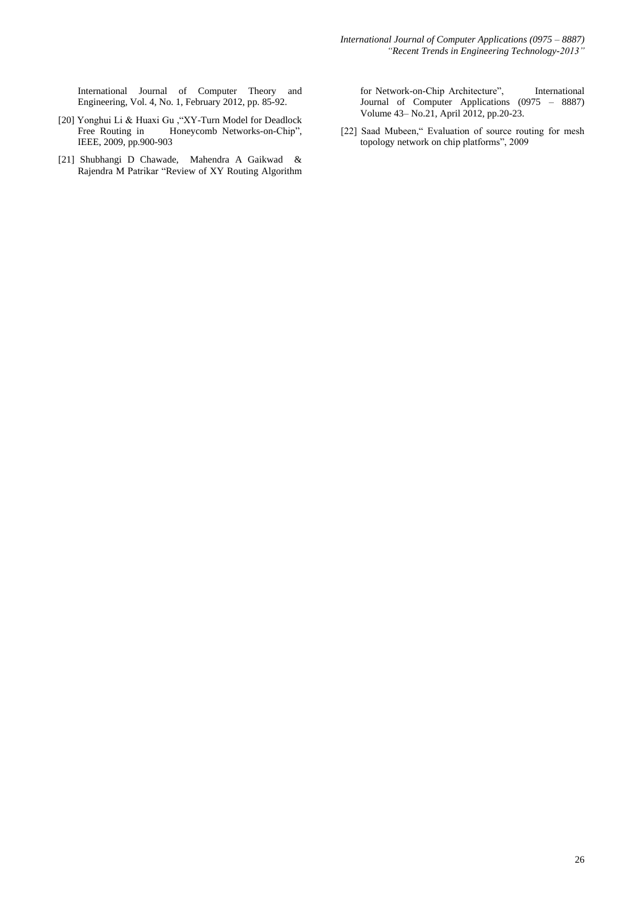International Journal of Computer Theory and Engineering, Vol. 4, No. 1, February 2012, pp. 85-92.

[20] Yonghui Li & Huaxi Gu ,"XY-Turn Model for Deadlock Free Routing in Honeycomb Networks-on-Chip", IEEE, 2009, pp.900-903

[21] Shubhangi D Chawade, Mahendra A Gaikwad & Rajendra M Patrikar "Review of XY Routing Algorithm for Network-on-Chip Architecture", International Journal of Computer Applications (0975 – 8887) Volume 43– No.21, April 2012, pp.20-23.

[22] Saad Mubeen," Evaluation of source routing for mesh topology network on chip platforms", 2009